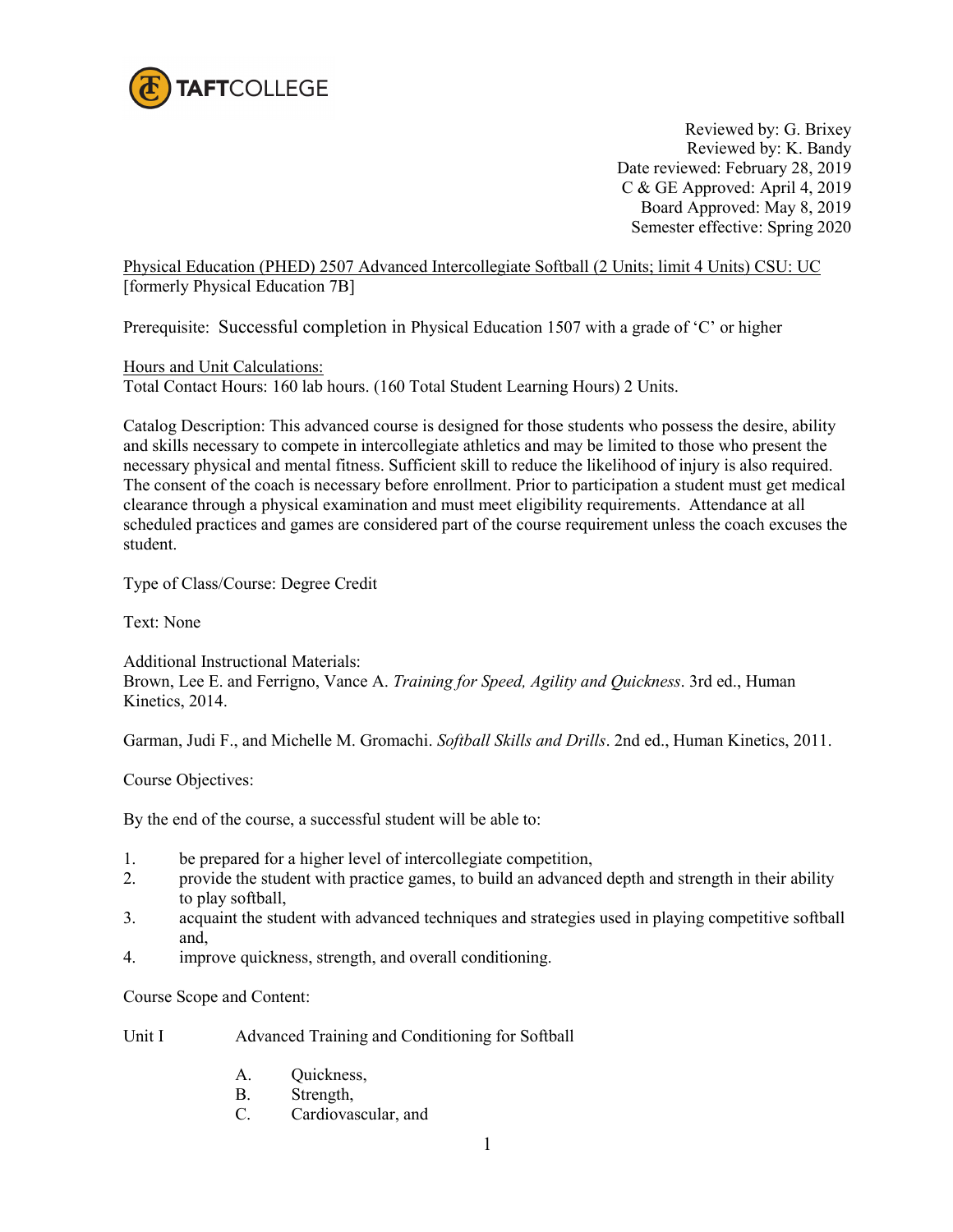TAFTCOLLEGE

Reviewed by: G. Brixey
Reviewed by: K. Bandy
Date reviewed: February 28, 2019
C & GE Approved: April 4, 2019
Board Approved: May 8, 2019
Semester effective: Spring 2020

Physical Education (PHED) 2507 Advanced Intercollegiate Softball (2 Units; limit 4 Units) CSU: UC
[formerly Physical Education 7B]

Prerequisite: Successful completion in Physical Education 1507 with a grade of 'C' or higher

Hours and Unit Calculations:
Total Contact Hours: 160 lab hours. (160 Total Student Learning Hours) 2 Units.

Catalog Description: This advanced course is designed for those students who possess the desire, ability and skills necessary to compete in intercollegiate athletics and may be limited to those who present the necessary physical and mental fitness. Sufficient skill to reduce the likelihood of injury is also required. The consent of the coach is necessary before enrollment. Prior to participation a student must get medical clearance through a physical examination and must meet eligibility requirements. Attendance at all scheduled practices and games are considered part of the course requirement unless the coach excuses the student.

Type of Class/Course: Degree Credit

Text: None

Additional Instructional Materials:
Brown, Lee E. and Ferrigno, Vance A. *Training for Speed, Agility and Quickness*. 3rd ed., Human Kinetics, 2014.

Garman, Judi F., and Michelle M. Gromachi. *Softball Skills and Drills*. 2nd ed., Human Kinetics, 2011.

Course Objectives:

By the end of the course, a successful student will be able to:

1. be prepared for a higher level of intercollegiate competition,
2. provide the student with practice games, to build an advanced depth and strength in their ability to play softball,
3. acquaint the student with advanced techniques and strategies used in playing competitive softball and,
4. improve quickness, strength, and overall conditioning.

Course Scope and Content:

Unit I Advanced Training and Conditioning for Softball

- A. Quickness,
- B. Strength,
- C. Cardiovascular, and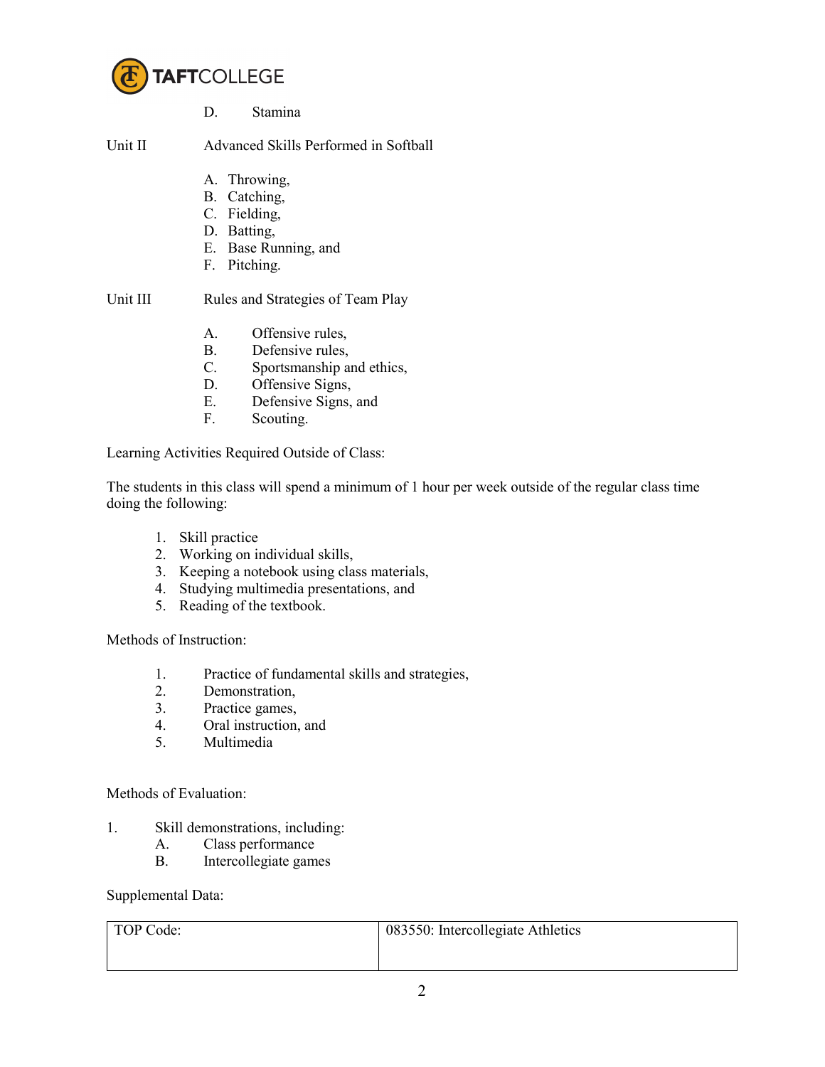D. Stamina

Unit II Advanced Skills Performed in Softball

A. Throwing,
B. Catching,
C. Fielding,
D. Batting,
E. Base Running, and
F. Pitching.

Unit III Rules and Strategies of Team Play

A. Offensive rules,
B. Defensive rules,
C. Sportsmanship and ethics,
D. Offensive Signs,
E. Defensive Signs, and
F. Scouting.

Learning Activities Required Outside of Class:

The students in this class will spend a minimum of 1 hour per week outside of the regular class time doing the following:

1. Skill practice
2. Working on individual skills,
3. Keeping a notebook using class materials,
4. Studying multimedia presentations, and
5. Reading of the textbook.

Methods of Instruction:

1. Practice of fundamental skills and strategies,
2. Demonstration,
3. Practice games,
4. Oral instruction, and
5. Multimedia

Methods of Evaluation:

1. Skill demonstrations, including:
   A. Class performance
   B. Intercollegiate games

Supplemental Data:

| | |
|---|---|
| TOP Code: | 083550: Intercollegiate Athletics |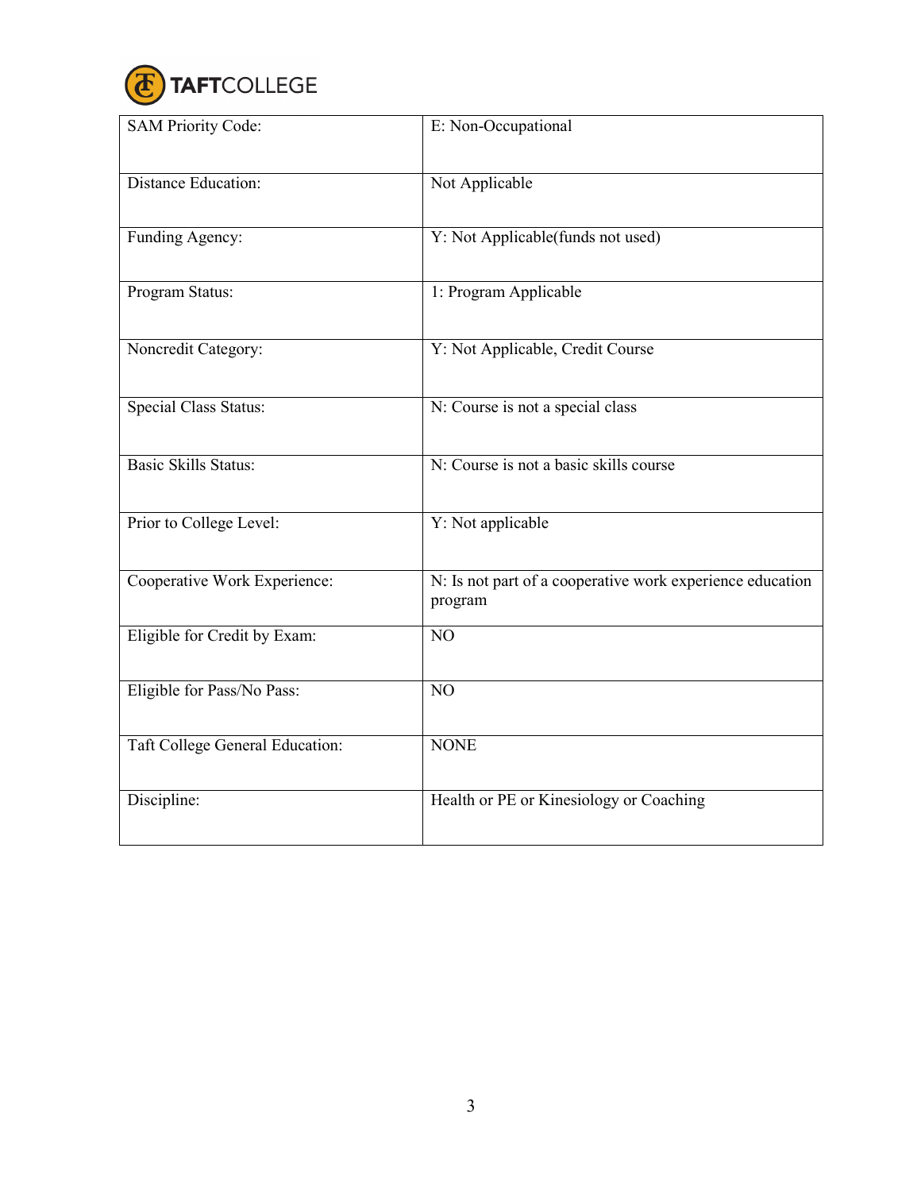| | |
|---|---|
| SAM Priority Code: | E: Non-Occupational |
| Distance Education: | Not Applicable |
| Funding Agency: | Y: Not Applicable(funds not used) |
| Program Status: | 1: Program Applicable |
| Noncredit Category: | Y: Not Applicable, Credit Course |
| Special Class Status: | N: Course is not a special class |
| Basic Skills Status: | N: Course is not a basic skills course |
| Prior to College Level: | Y: Not applicable |
| Cooperative Work Experience: | N: Is not part of a cooperative work experience education program |
| Eligible for Credit by Exam: | NO |
| Eligible for Pass/No Pass: | NO |
| Taft College General Education: | NONE |
| Discipline: | Health or PE or Kinesiology or Coaching |